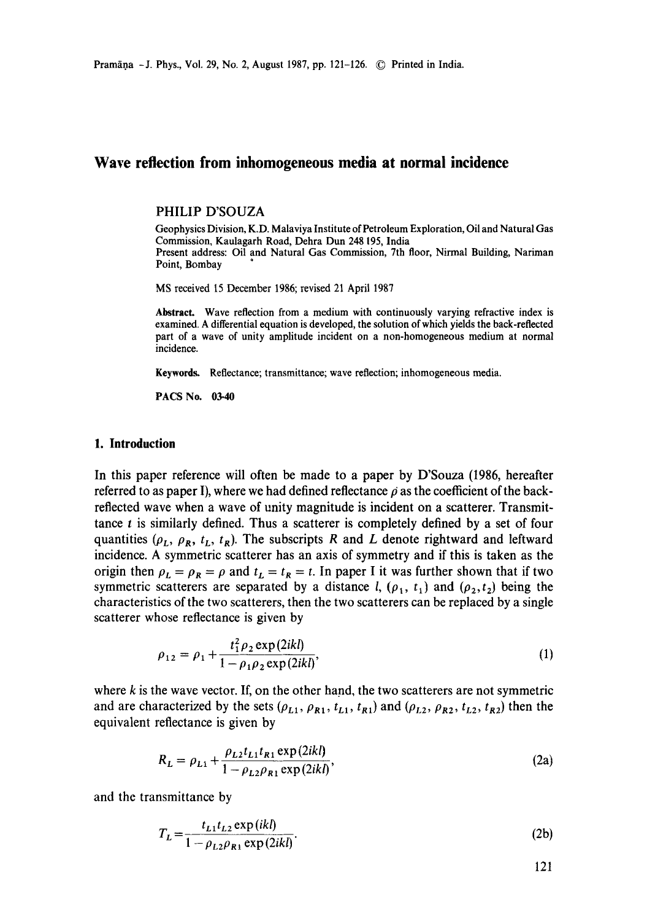# Wave reflection from inhomogeneous media at normal incidence

PHILIP D'SOUZA

Geophysics Division, K.D. Malaviya Institute of Petroleum Exploration, Oil and Natural Gas Commission, Kaulagarh Road, Dehra Dun 248 195, India
Present address: Oil and Natural Gas Commission, 7th floor, Nirmal Building, Nariman Point, Bombay

MS received 15 December 1986; revised 21 April 1987

**Abstract.** Wave reflection from a medium with continuously varying refractive index is examined. A differential equation is developed, the solution of which yields the back-reflected part of a wave of unity amplitude incident on a non-homogeneous medium at normal incidence.

**Keywords.** Reflectance; transmittance; wave reflection; inhomogeneous media.

**PACS No.** 03·40

## 1. Introduction

In this paper reference will often be made to a paper by D'Souza (1986, hereafter referred to as paper I), where we had defined reflectance $\rho$ as the coefficient of the back-reflected wave when a wave of unity magnitude is incident on a scatterer. Transmittance $t$ is similarly defined. Thus a scatterer is completely defined by a set of four quantities ($\rho_L$, $\rho_R$, $t_L$, $t_R$). The subscripts $R$ and $L$ denote rightward and leftward incidence. A symmetric scatterer has an axis of symmetry and if this is taken as the origin then $\rho_L = \rho_R = \rho$ and $t_L = t_R = t$. In paper I it was further shown that if two symmetric scatterers are separated by a distance $l$, ($\rho_1$, $t_1$) and ($\rho_2$, $t_2$) being the characteristics of the two scatterers, then the two scatterers can be replaced by a single scatterer whose reflectance is given by

$$\rho_{12} = \rho_1 + \frac{t_1^2 \rho_2 \exp(2ikl)}{1 - \rho_1 \rho_2 \exp(2ikl)}, \tag{1}$$

where $k$ is the wave vector. If, on the other hand, the two scatterers are not symmetric and are characterized by the sets ($\rho_{L1}$, $\rho_{R1}$, $t_{L1}$, $t_{R1}$) and ($\rho_{L2}$, $\rho_{R2}$, $t_{L2}$, $t_{R2}$) then the equivalent reflectance is given by

$$R_L = \rho_{L1} + \frac{\rho_{L2} t_{L1} t_{R1} \exp(2ikl)}{1 - \rho_{L2} \rho_{R1} \exp(2ikl)}, \tag{2a}$$

and the transmittance by

$$T_L = \frac{t_{L1} t_{L2} \exp(ikl)}{1 - \rho_{L2} \rho_{R1} \exp(2ikl)}. \tag{2b}$$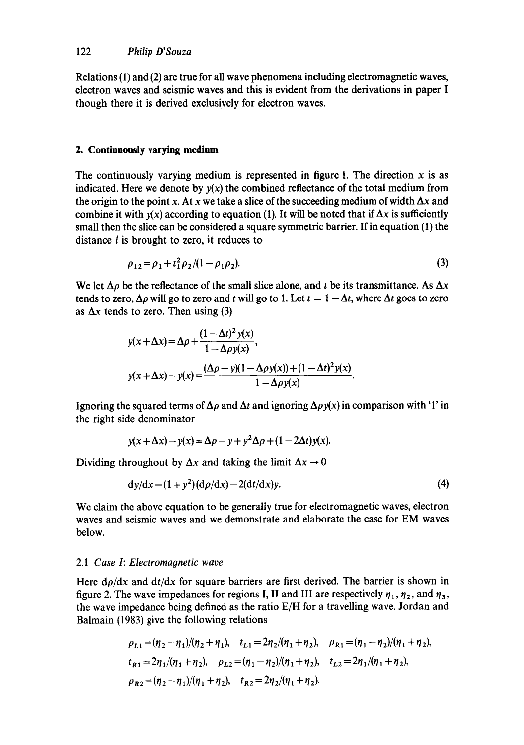Relations (1) and (2) are true for all wave phenomena including electromagnetic waves, electron waves and seismic waves and this is evident from the derivations in paper I though there it is derived exclusively for electron waves.

## 2. Continuously varying medium

The continuously varying medium is represented in figure 1. The direction $x$ is as indicated. Here we denote by $y(x)$ the combined reflectance of the total medium from the origin to the point $x$. At $x$ we take a slice of the succeeding medium of width $\Delta x$ and combine it with $y(x)$ according to equation (1). It will be noted that if $\Delta x$ is sufficiently small then the slice can be considered a square symmetric barrier. If in equation (1) the distance $l$ is brought to zero, it reduces to

$$\rho_{12} = \rho_1 + t_1^2 \rho_2/(1 - \rho_1 \rho_2). \tag{3}$$

We let $\Delta\rho$ be the reflectance of the small slice alone, and $t$ be its transmittance. As $\Delta x$ tends to zero, $\Delta\rho$ will go to zero and $t$ will go to 1. Let $t = 1 - \Delta t$, where $\Delta t$ goes to zero as $\Delta x$ tends to zero. Then using (3)

$$y(x + \Delta x) = \Delta\rho + \frac{(1 - \Delta t)^2 y(x)}{1 - \Delta\rho y(x)},$$

$$y(x + \Delta x) - y(x) = \frac{(\Delta\rho - y)(1 - \Delta\rho y(x)) + (1 - \Delta t)^2 y(x)}{1 - \Delta\rho y(x)}.$$

Ignoring the squared terms of $\Delta\rho$ and $\Delta t$ and ignoring $\Delta\rho y(x)$ in comparison with '1' in the right side denominator

$$y(x + \Delta x) - y(x) = \Delta\rho - y + y^2 \Delta\rho + (1 - 2\Delta t) y(x).$$

Dividing throughout by $\Delta x$ and taking the limit $\Delta x \to 0$

$$\mathrm{d}y/\mathrm{d}x = (1 + y^2)(\mathrm{d}\rho/\mathrm{d}x) - 2(\mathrm{d}t/\mathrm{d}x)y. \tag{4}$$

We claim the above equation to be generally true for electromagnetic waves, electron waves and seismic waves and we demonstrate and elaborate the case for EM waves below.

### 2.1 *Case I: Electromagnetic wave*

Here $\mathrm{d}\rho/\mathrm{d}x$ and $\mathrm{d}t/\mathrm{d}x$ for square barriers are first derived. The barrier is shown in figure 2. The wave impedances for regions I, II and III are respectively $\eta_1$, $\eta_2$, and $\eta_3$, the wave impedance being defined as the ratio E/H for a travelling wave. Jordan and Balmain (1983) give the following relations

$$\rho_{L1} = (\eta_2 - \eta_1)/(\eta_2 + \eta_1), \quad t_{L1} = 2\eta_2/(\eta_1 + \eta_2), \quad \rho_{R1} = (\eta_1 - \eta_2)/(\eta_1 + \eta_2),$$

$$t_{R1} = 2\eta_1/(\eta_1 + \eta_2), \quad \rho_{L2} = (\eta_1 - \eta_2)/(\eta_1 + \eta_2), \quad t_{L2} = 2\eta_1/(\eta_1 + \eta_2),$$

$$\rho_{R2} = (\eta_2 - \eta_1)/(\eta_1 + \eta_2), \quad t_{R2} = 2\eta_2/(\eta_1 + \eta_2).$$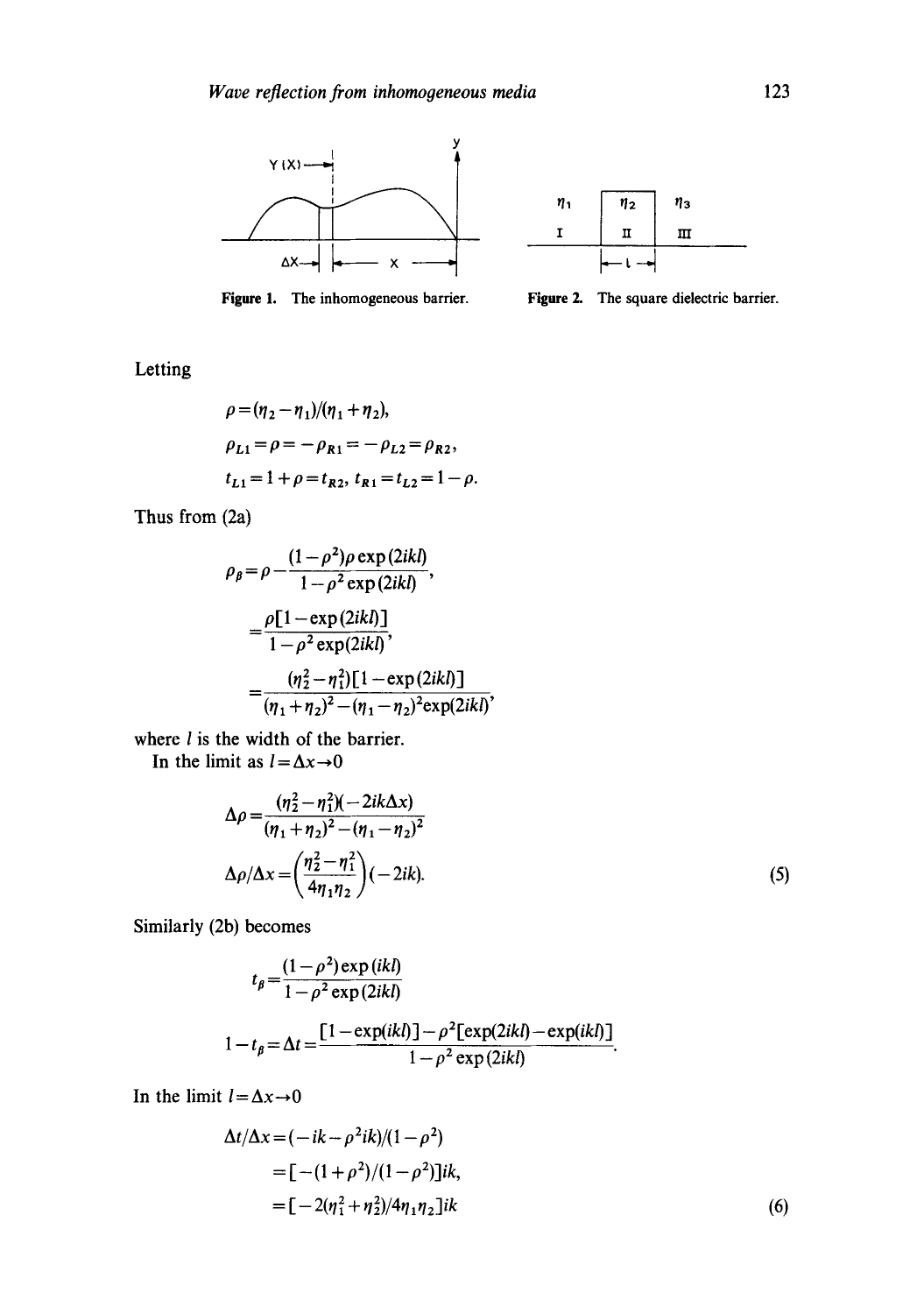Figure 1. The inhomogeneous barrier.

Figure 2. The square dielectric barrier.

Letting

$$\rho = (\eta_2 - \eta_1)/(\eta_1 + \eta_2),$$

$$\rho_{L1} = \rho = -\rho_{R1} = -\rho_{L2} = \rho_{R2},$$

$$t_{L1} = 1 + \rho = t_{R2},\ t_{R1} = t_{L2} = 1 - \rho.$$

Thus from (2a)

$$\rho_\beta = \rho - \frac{(1-\rho^2)\rho \exp(2ikl)}{1-\rho^2 \exp(2ikl)},$$

$$= \frac{\rho[1-\exp(2ikl)]}{1-\rho^2\exp(2ikl)},$$

$$= \frac{(\eta_2^2 - \eta_1^2)[1-\exp(2ikl)]}{(\eta_1+\eta_2)^2 - (\eta_1-\eta_2)^2\exp(2ikl)},$$

where $l$ is the width of the barrier.

In the limit as $l = \Delta x \to 0$

$$\Delta\rho = \frac{(\eta_2^2 - \eta_1^2)(-2ik\Delta x)}{(\eta_1+\eta_2)^2 - (\eta_1-\eta_2)^2}$$

$$\Delta\rho/\Delta x = \left(\frac{\eta_2^2 - \eta_1^2}{4\eta_1\eta_2}\right)(-2ik). \tag{5}$$

Similarly (2b) becomes

$$t_\beta = \frac{(1-\rho^2)\exp(ikl)}{1-\rho^2\exp(2ikl)}$$

$$1 - t_\beta = \Delta t = \frac{[1-\exp(ikl)] - \rho^2[\exp(2ikl) - \exp(ikl)]}{1-\rho^2\exp(2ikl)}.$$

In the limit $l = \Delta x \to 0$

$$\Delta t/\Delta x = (-ik - \rho^2 ik)/(1-\rho^2)$$

$$= [-(1+\rho^2)/(1-\rho^2)]ik,$$

$$= [-2(\eta_1^2 + \eta_2^2)/4\eta_1\eta_2]ik \tag{6}$$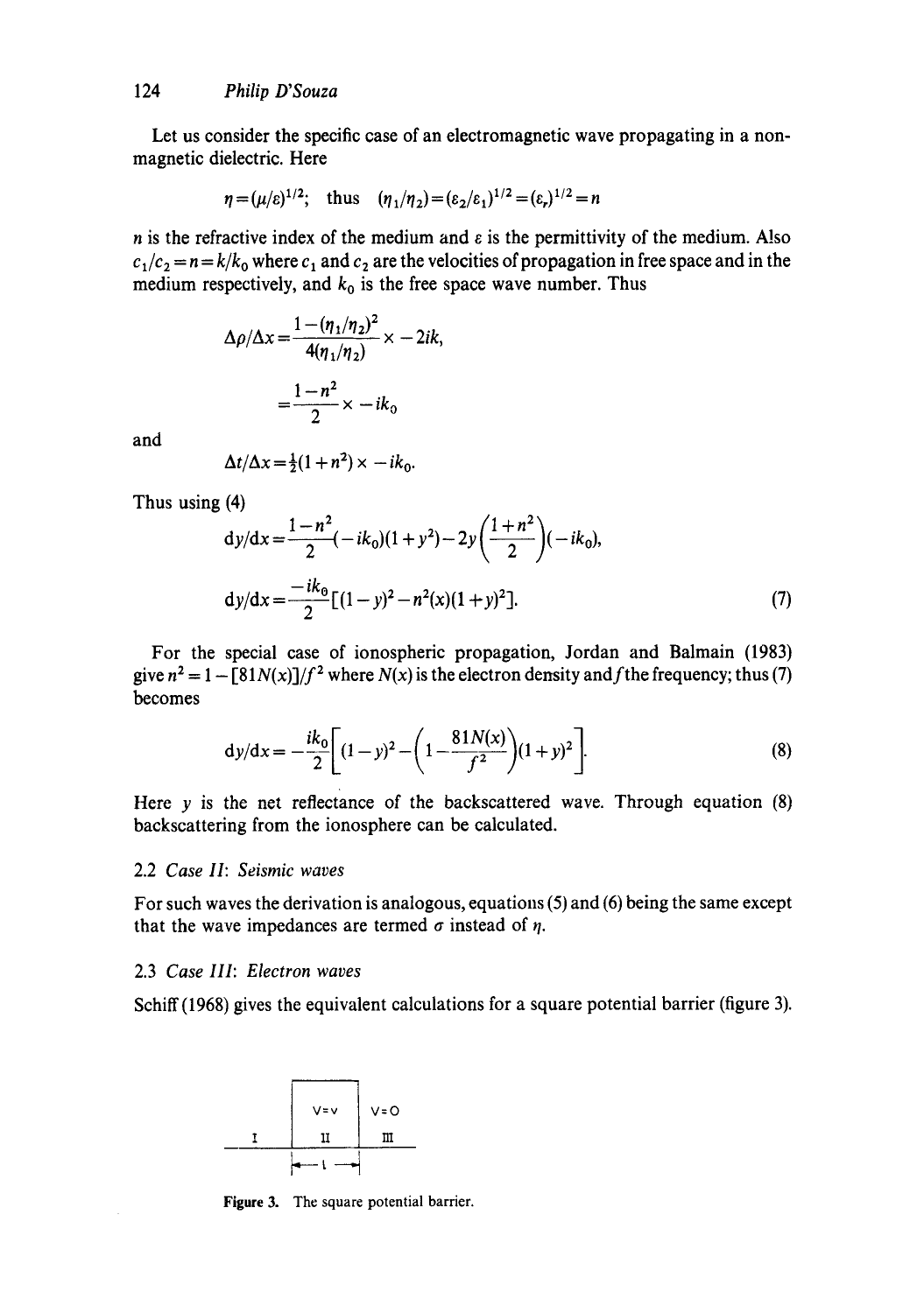Let us consider the specific case of an electromagnetic wave propagating in a non-magnetic dielectric. Here

$$\eta = (\mu/\varepsilon)^{1/2}; \quad \text{thus} \quad (\eta_1/\eta_2) = (\varepsilon_2/\varepsilon_1)^{1/2} = (\varepsilon_r)^{1/2} = n$$

$n$ is the refractive index of the medium and $\varepsilon$ is the permittivity of the medium. Also $c_1/c_2 = n = k/k_0$ where $c_1$ and $c_2$ are the velocities of propagation in free space and in the medium respectively, and $k_0$ is the free space wave number. Thus

$$\Delta\rho/\Delta x = \frac{1-(\eta_1/\eta_2)^2}{4(\eta_1/\eta_2)} \times -2ik,$$

$$= \frac{1-n^2}{2} \times -ik_0$$

and

$$\Delta t/\Delta x = \tfrac{1}{2}(1+n^2) \times -ik_0.$$

Thus using (4)

$$\mathrm{d}y/\mathrm{d}x = \frac{1-n^2}{2}(-ik_0)(1+y^2) - 2y\left(\frac{1+n^2}{2}\right)(-ik_0),$$

$$\mathrm{d}y/\mathrm{d}x = \frac{-ik_0}{2}[(1-y)^2 - n^2(x)(1+y)^2]. \tag{7}$$

For the special case of ionospheric propagation, Jordan and Balmain (1983) give $n^2 = 1 - [81N(x)]/f^2$ where $N(x)$ is the electron density and $f$ the frequency; thus (7) becomes

$$\mathrm{d}y/\mathrm{d}x = -\frac{ik_0}{2}\left[(1-y)^2 - \left(1 - \frac{81N(x)}{f^2}\right)(1+y)^2\right]. \tag{8}$$

Here $y$ is the net reflectance of the backscattered wave. Through equation (8) backscattering from the ionosphere can be calculated.

### 2.2 *Case II: Seismic waves*

For such waves the derivation is analogous, equations (5) and (6) being the same except that the wave impedances are termed $\sigma$ instead of $\eta$.

### 2.3 *Case III: Electron waves*

Schiff (1968) gives the equivalent calculations for a square potential barrier (figure 3).

| I | II ($V = v$) | III ($V = 0$) |
|---|---|---|
| | $\leftarrow l \rightarrow$ | |

**Figure 3.** The square potential barrier.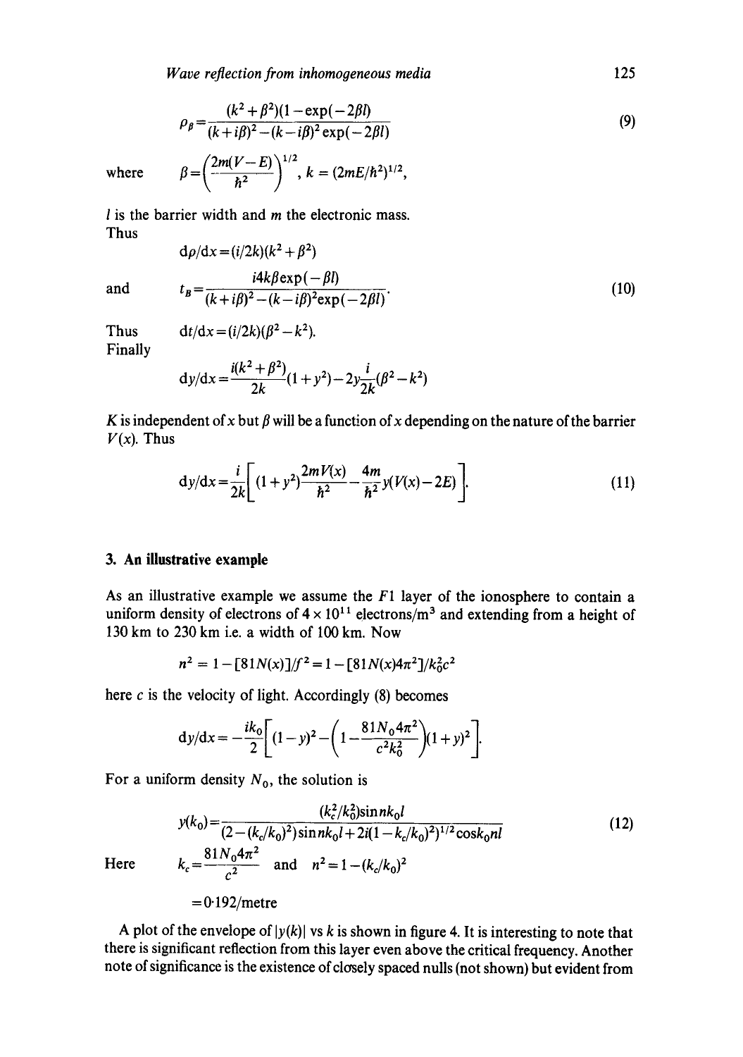$$\rho_\beta = \frac{(k^2+\beta^2)(1-\exp(-2\beta l)}{(k+i\beta)^2-(k-i\beta)^2\exp(-2\beta l)} \tag{9}$$

where $\beta = \left(\dfrac{2m(V-E)}{\hbar^2}\right)^{1/2}$, $k = (2mE/\hbar^2)^{1/2}$,

$l$ is the barrier width and $m$ the electronic mass.

Thus

$$\mathrm{d}\rho/\mathrm{d}x = (i/2k)(k^2+\beta^2)$$

and

$$t_B = \frac{i4k\beta\exp(-\beta l)}{(k+i\beta)^2-(k-i\beta)^2\exp(-2\beta l)}. \tag{10}$$

Thus $\mathrm{d}t/\mathrm{d}x = (i/2k)(\beta^2-k^2)$.

Finally

$$\mathrm{d}y/\mathrm{d}x = \frac{i(k^2+\beta^2)}{2k}(1+y^2) - 2y\frac{i}{2k}(\beta^2-k^2)$$

$K$ is independent of $x$ but $\beta$ will be a function of $x$ depending on the nature of the barrier $V(x)$. Thus

$$\mathrm{d}y/\mathrm{d}x = \frac{i}{2k}\left[(1+y^2)\frac{2mV(x)}{\hbar^2} - \frac{4m}{\hbar^2}y(V(x)-2E)\right]. \tag{11}$$

## 3. An illustrative example

As an illustrative example we assume the $F1$ layer of the ionosphere to contain a uniform density of electrons of $4\times10^{11}$ electrons/m$^3$ and extending from a height of 130 km to 230 km i.e. a width of 100 km. Now

$$n^2 = 1-[81N(x)]/f^2 = 1-[81N(x)4\pi^2]/k_0^2c^2$$

here $c$ is the velocity of light. Accordingly (8) becomes

$$\mathrm{d}y/\mathrm{d}x = -\frac{ik_0}{2}\left[(1-y)^2 - \left(1-\frac{81N_0 4\pi^2}{c^2k_0^2}\right)(1+y)^2\right].$$

For a uniform density $N_0$, the solution is

$$y(k_0) = \frac{(k_c^2/k_0^2)\sin nk_0 l}{(2-(k_c/k_0)^2)\sin nk_0 l + 2i(1-k_c/k_0)^2)^{1/2}\cos k_0 nl} \tag{12}$$

Here $k_c = \dfrac{81N_0 4\pi^2}{c^2}$ and $n^2 = 1-(k_c/k_0)^2$

$= 0{\cdot}192$/metre

A plot of the envelope of $|y(k)|$ vs $k$ is shown in figure 4. It is interesting to note that there is significant reflection from this layer even above the critical frequency. Another note of significance is the existence of closely spaced nulls (not shown) but evident from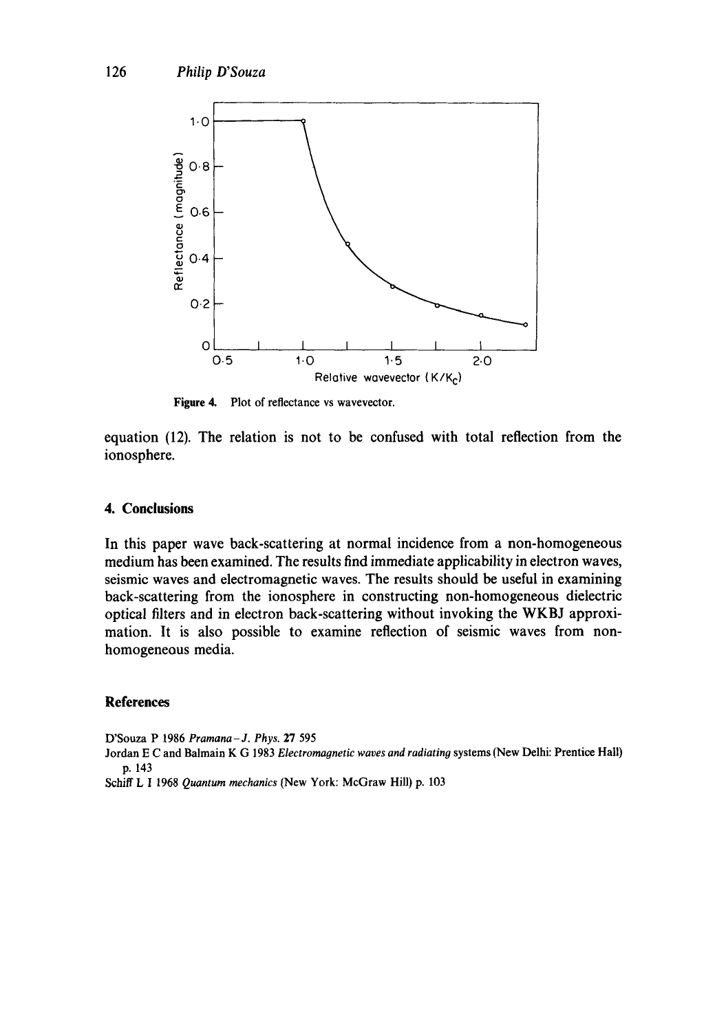1·0

0·8

0·6

0·4

0·2

0

Reflectance ( magnitude)

0·5

1·0

1·5

2·0

Relative wavevector ( $K/K_C$)

**Figure 4.** Plot of reflectance vs wavevector.

equation (12). The relation is not to be confused with total reflection from the ionosphere.

## 4. Conclusions

In this paper wave back-scattering at normal incidence from a non-homogeneous medium has been examined. The results find immediate applicability in electron waves, seismic waves and electromagnetic waves. The results should be useful in examining back-scattering from the ionosphere in constructing non-homogeneous dielectric optical filters and in electron back-scattering without invoking the WKBJ approximation. It is also possible to examine reflection of seismic waves from non-homogeneous media.

## References

D'Souza P 1986 *Pramana–J. Phys.* **27** 595

Jordan E C and Balmain K G 1983 *Electromagnetic waves and radiating* systems (New Delhi: Prentice Hall) p. 143

Schiff L I 1968 *Quantum mechanics* (New York: McGraw Hill) p. 103